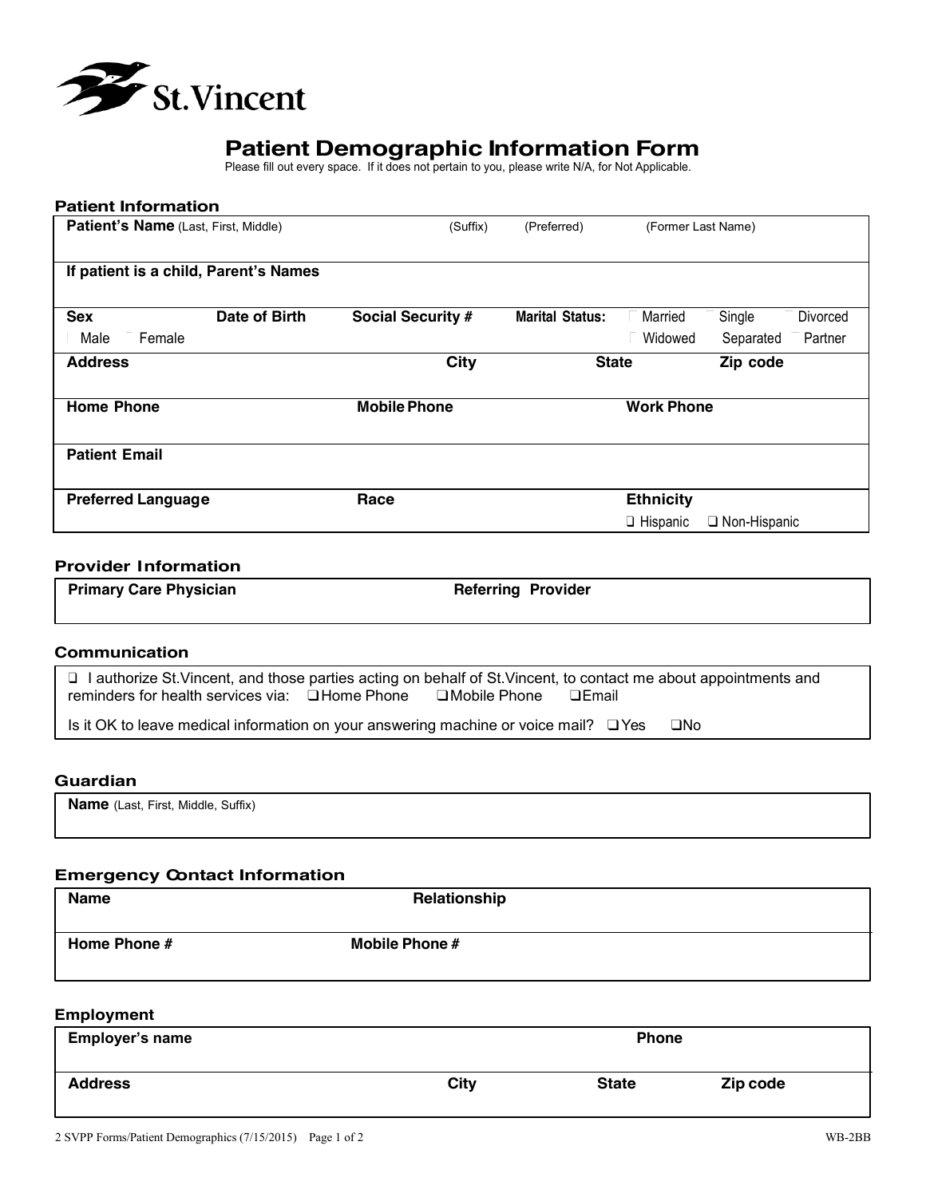St.Vincent

# Patient Demographic Information Form

Please fill out every space. If it does not pertain to you, please write N/A, for Not Applicable.

## Patient Information

| **Patient's Name** (Last, First, Middle) | (Suffix) | (Preferred) | (Former Last Name) |
|---|---|---|---|
| **If patient is a child, Parent's Names** | | | |
| **Sex** ☐ Male ☐ Female / **Date of Birth** | **Social Security #** | **Marital Status:** | ☐ Married ☐ Single ☐ Divorced ☐ Widowed ☐ Separated ☐ Partner |
| **Address** | **City** | **State** | **Zip code** |
| **Home Phone** | **Mobile Phone** | **Work Phone** | |
| **Patient Email** | | | |
| **Preferred Language** | **Race** | **Ethnicity** ☐ Hispanic ☐ Non-Hispanic | |

## Provider Information

| **Primary Care Physician** | **Referring Provider** |
|---|---|
| | |

## Communication

☐ I authorize St.Vincent, and those parties acting on behalf of St.Vincent, to contact me about appointments and reminders for health services via: ☐ Home Phone ☐ Mobile Phone ☐ Email

Is it OK to leave medical information on your answering machine or voice mail? ☐ Yes ☐ No

## Guardian

| **Name** (Last, First, Middle, Suffix) |
|---|
| |

## Emergency Contact Information

| **Name** | **Relationship** |
|---|---|
| **Home Phone #** | **Mobile Phone #** |

## Employment

| **Employer's name** | | | **Phone** |
|---|---|---|---|
| **Address** | **City** | **State** | **Zip code** |

2 SVPP Forms/Patient Demographics (7/15/2015) WB-2BB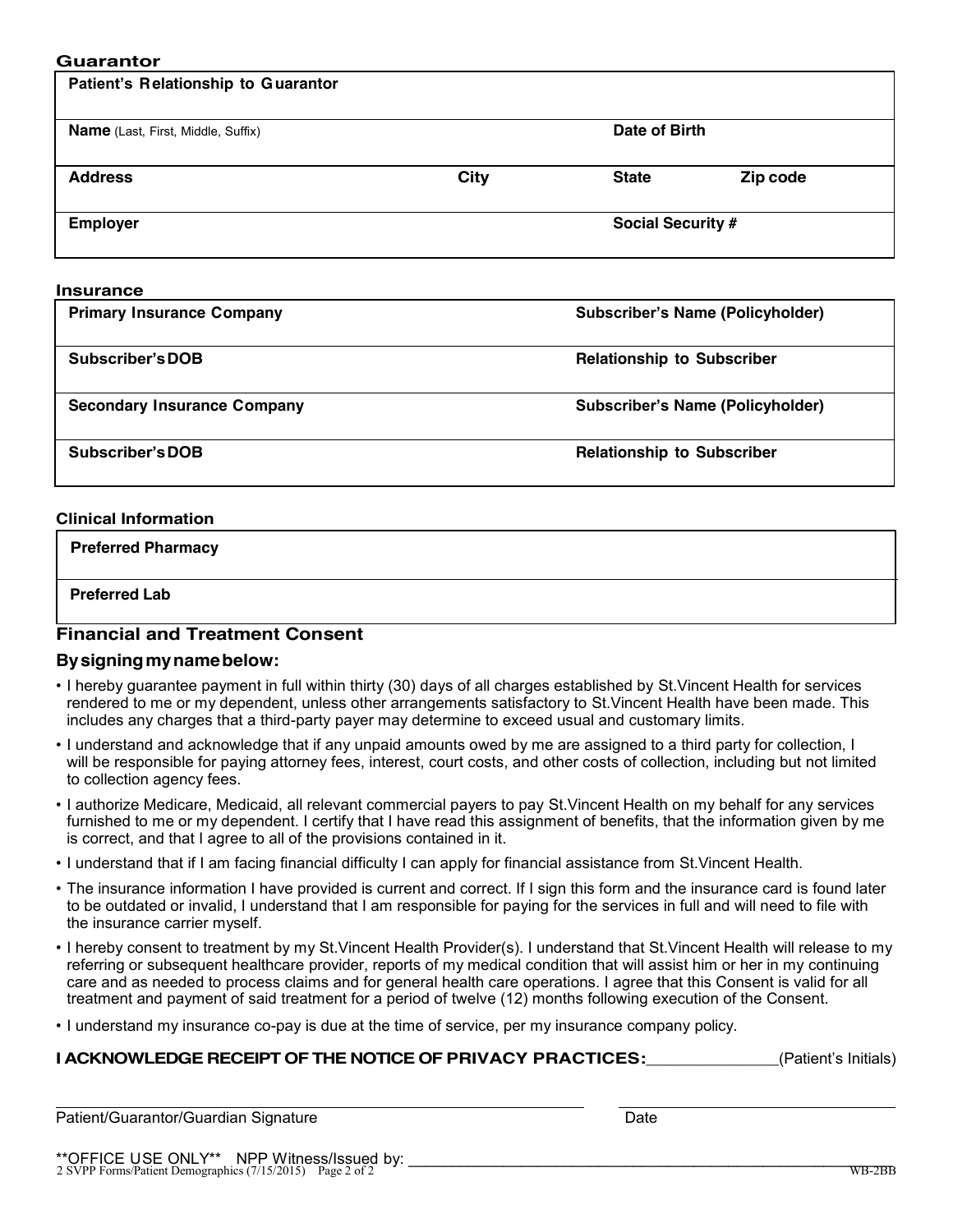## Guarantor

| Patient's Relationship to Guarantor | | | |
|---|---|---|---|
| **Name** (Last, First, Middle, Suffix) | | **Date of Birth** | |
| **Address** | **City** | **State** | **Zip code** |
| **Employer** | | **Social Security #** | |

## Insurance

| Primary Insurance Company | Subscriber's Name (Policyholder) |
|---|---|
| **Subscriber's DOB** | **Relationship to Subscriber** |
| **Secondary Insurance Company** | **Subscriber's Name (Policyholder)** |
| **Subscriber's DOB** | **Relationship to Subscriber** |

## Clinical Information

| Preferred Pharmacy |
|---|
| **Preferred Lab** |

## Financial and Treatment Consent

### By signing my name below:

- I hereby guarantee payment in full within thirty (30) days of all charges established by St.Vincent Health for services rendered to me or my dependent, unless other arrangements satisfactory to St.Vincent Health have been made. This includes any charges that a third-party payer may determine to exceed usual and customary limits.
- I understand and acknowledge that if any unpaid amounts owed by me are assigned to a third party for collection, I will be responsible for paying attorney fees, interest, court costs, and other costs of collection, including but not limited to collection agency fees.
- I authorize Medicare, Medicaid, all relevant commercial payers to pay St.Vincent Health on my behalf for any services furnished to me or my dependent. I certify that I have read this assignment of benefits, that the information given by me is correct, and that I agree to all of the provisions contained in it.
- I understand that if I am facing financial difficulty I can apply for financial assistance from St.Vincent Health.
- The insurance information I have provided is current and correct. If I sign this form and the insurance card is found later to be outdated or invalid, I understand that I am responsible for paying for the services in full and will need to file with the insurance carrier myself.
- I hereby consent to treatment by my St.Vincent Health Provider(s). I understand that St.Vincent Health will release to my referring or subsequent healthcare provider, reports of my medical condition that will assist him or her in my continuing care and as needed to process claims and for general health care operations. I agree that this Consent is valid for all treatment and payment of said treatment for a period of twelve (12) months following execution of the Consent.
- I understand my insurance co-pay is due at the time of service, per my insurance company policy.

**I ACKNOWLEDGE RECEIPT OF THE NOTICE OF PRIVACY PRACTICES:**_______________(Patient's Initials)

_______________________________________________ ___________________________

Patient/Guarantor/Guardian Signature Date

**OFFICE USE ONLY** NPP Witness/Issued by: _______________________________________________

2 SVPP Forms/Patient Demographics (7/15/2015) WB-2BB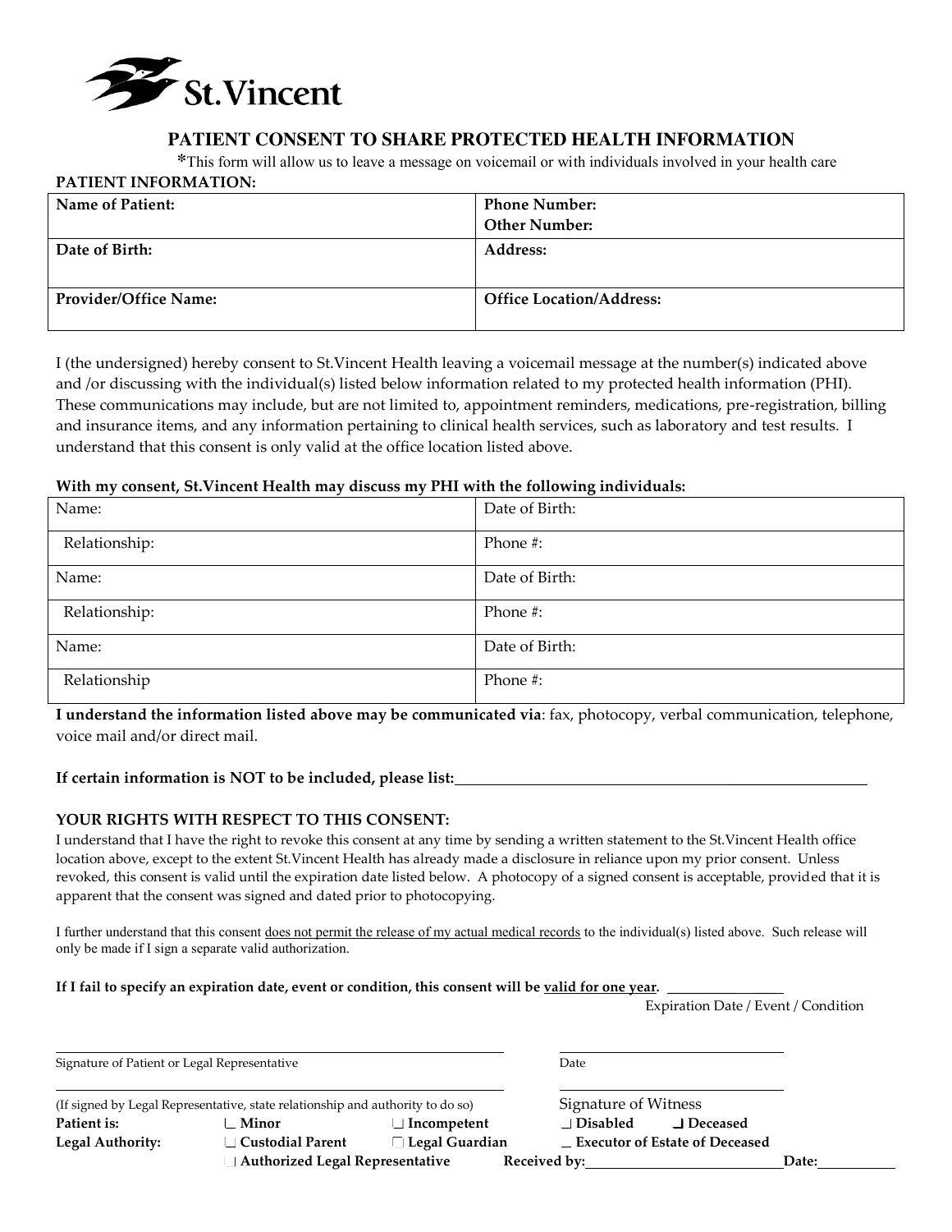St.Vincent

# PATIENT CONSENT TO SHARE PROTECTED HEALTH INFORMATION

*This form will allow us to leave a message on voicemail or with individuals involved in your health care

**PATIENT INFORMATION:**

| | |
|---|---|
| **Name of Patient:** | **Phone Number:**<br>**Other Number:** |
| **Date of Birth:** | **Address:** |
| **Provider/Office Name:** | **Office Location/Address:** |

I (the undersigned) hereby consent to St.Vincent Health leaving a voicemail message at the number(s) indicated above and /or discussing with the individual(s) listed below information related to my protected health information (PHI). These communications may include, but are not limited to, appointment reminders, medications, pre-registration, billing and insurance items, and any information pertaining to clinical health services, such as laboratory and test results. I understand that this consent is only valid at the office location listed above.

**With my consent, St.Vincent Health may discuss my PHI with the following individuals:**

| | |
|---|---|
| Name: | Date of Birth: |
| Relationship: | Phone #: |
| Name: | Date of Birth: |
| Relationship: | Phone #: |
| Name: | Date of Birth: |
| Relationship | Phone #: |

**I understand the information listed above may be communicated via**: fax, photocopy, verbal communication, telephone, voice mail and/or direct mail.

**If certain information is NOT to be included, please list:**\_\_\_\_\_\_\_\_\_\_\_\_\_\_\_\_\_\_\_\_\_\_\_\_\_\_\_\_\_\_\_\_\_\_\_\_\_\_\_\_

## YOUR RIGHTS WITH RESPECT TO THIS CONSENT:

I understand that I have the right to revoke this consent at any time by sending a written statement to the St.Vincent Health office location above, except to the extent St.Vincent Health has already made a disclosure in reliance upon my prior consent. Unless revoked, this consent is valid until the expiration date listed below. A photocopy of a signed consent is acceptable, provided that it is apparent that the consent was signed and dated prior to photocopying.

I further understand that this consent does not permit the release of my actual medical records to the individual(s) listed above. Such release will only be made if I sign a separate valid authorization.

**If I fail to specify an expiration date, event or condition, this consent will be valid for one year.** \_\_\_\_\_\_\_\_\_\_\_\_\_\_\_\_

Expiration Date / Event / Condition

\_\_\_\_\_\_\_\_\_\_\_\_\_\_\_\_\_\_\_\_\_\_\_\_\_\_\_\_\_\_\_\_\_\_\_\_\_\_\_\_ \_\_\_\_\_\_\_\_\_\_\_\_\_\_\_\_\_\_\_\_

Signature of Patient or Legal Representative | Date

\_\_\_\_\_\_\_\_\_\_\_\_\_\_\_\_\_\_\_\_\_\_\_\_\_\_\_\_\_\_\_\_\_\_\_\_\_\_\_\_ \_\_\_\_\_\_\_\_\_\_\_\_\_\_\_\_\_\_\_\_

(If signed by Legal Representative, state relationship and authority to do so) | Signature of Witness

**Patient is:** ☐ **Minor** ☐ **Incompetent** ☐ **Disabled** ☐ **Deceased**

**Legal Authority:** ☐ **Custodial Parent** ☐ **Legal Guardian** ☐ **Executor of Estate of Deceased**

☐ **Authorized Legal Representative**

**Received by:**\_\_\_\_\_\_\_\_\_\_\_\_\_\_\_\_\_\_\_\_\_\_\_\_ **Date:**\_\_\_\_\_\_\_\_\_\_